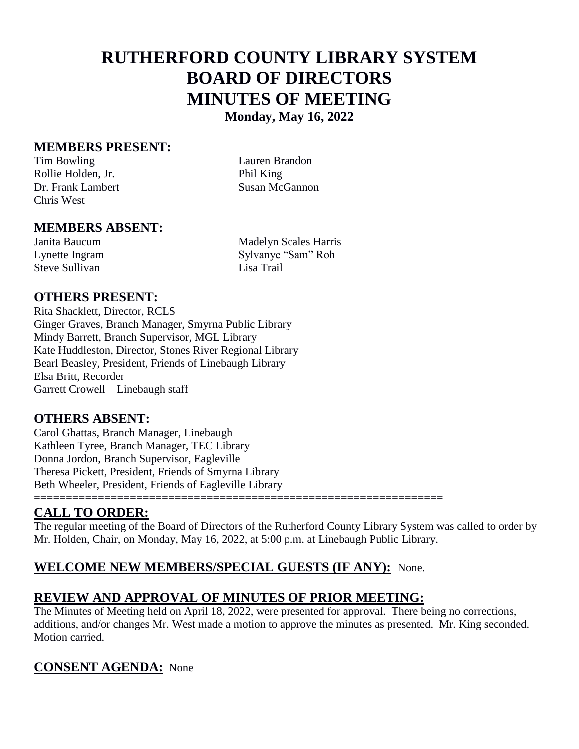# RUTHERFORD COUNTY LIBRARY SYSTEM
# BOARD OF DIRECTORS
# MINUTES OF MEETING

**Monday, May 16, 2022**

## MEMBERS PRESENT:

Tim Bowling
Lauren Brandon
Rollie Holden, Jr.
Phil King
Dr. Frank Lambert
Susan McGannon
Chris West

## MEMBERS ABSENT:

Janita Baucum
Madelyn Scales Harris
Lynette Ingram
Sylvanye "Sam" Roh
Steve Sullivan
Lisa Trail

## OTHERS PRESENT:

Rita Shacklett, Director, RCLS
Ginger Graves, Branch Manager, Smyrna Public Library
Mindy Barrett, Branch Supervisor, MGL Library
Kate Huddleston, Director, Stones River Regional Library
Bearl Beasley, President, Friends of Linebaugh Library
Elsa Britt, Recorder
Garrett Crowell – Linebaugh staff

## OTHERS ABSENT:

Carol Ghattas, Branch Manager, Linebaugh
Kathleen Tyree, Branch Manager, TEC Library
Donna Jordon, Branch Supervisor, Eagleville
Theresa Pickett, President, Friends of Smyrna Library
Beth Wheeler, President, Friends of Eagleville Library

================================================================

## CALL TO ORDER:

The regular meeting of the Board of Directors of the Rutherford County Library System was called to order by Mr. Holden, Chair, on Monday, May 16, 2022, at 5:00 p.m. at Linebaugh Public Library.

## WELCOME NEW MEMBERS/SPECIAL GUESTS (IF ANY): None.

## REVIEW AND APPROVAL OF MINUTES OF PRIOR MEETING:

The Minutes of Meeting held on April 18, 2022, were presented for approval. There being no corrections, additions, and/or changes Mr. West made a motion to approve the minutes as presented. Mr. King seconded. Motion carried.

## CONSENT AGENDA: None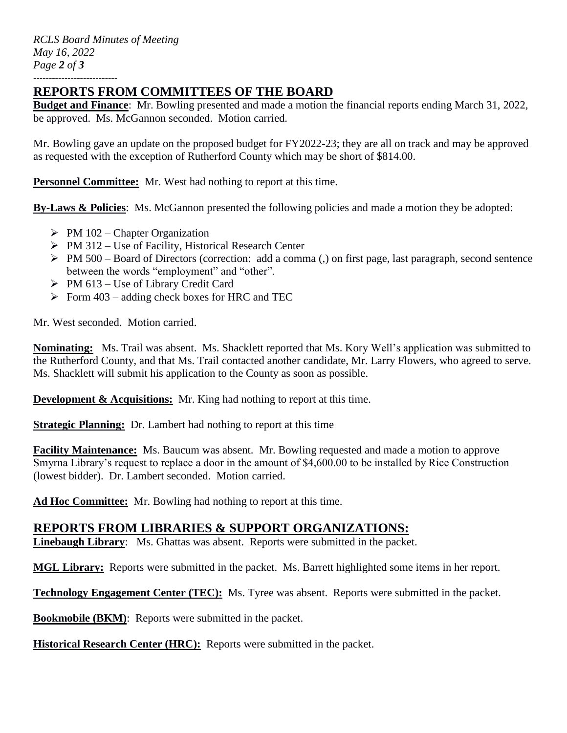## REPORTS FROM COMMITTEES OF THE BOARD

**Budget and Finance**: Mr. Bowling presented and made a motion the financial reports ending March 31, 2022, be approved. Ms. McGannon seconded. Motion carried.

Mr. Bowling gave an update on the proposed budget for FY2022-23; they are all on track and may be approved as requested with the exception of Rutherford County which may be short of $814.00.

**Personnel Committee:** Mr. West had nothing to report at this time.

**By-Laws & Policies**: Ms. McGannon presented the following policies and made a motion they be adopted:

- PM 102 – Chapter Organization
- PM 312 – Use of Facility, Historical Research Center
- PM 500 – Board of Directors (correction: add a comma (,) on first page, last paragraph, second sentence between the words "employment" and "other".
- PM 613 – Use of Library Credit Card
- Form 403 – adding check boxes for HRC and TEC

Mr. West seconded. Motion carried.

**Nominating:** Ms. Trail was absent. Ms. Shacklett reported that Ms. Kory Well's application was submitted to the Rutherford County, and that Ms. Trail contacted another candidate, Mr. Larry Flowers, who agreed to serve. Ms. Shacklett will submit his application to the County as soon as possible.

**Development & Acquisitions:** Mr. King had nothing to report at this time.

**Strategic Planning:** Dr. Lambert had nothing to report at this time

**Facility Maintenance:** Ms. Baucum was absent. Mr. Bowling requested and made a motion to approve Smyrna Library's request to replace a door in the amount of $4,600.00 to be installed by Rice Construction (lowest bidder). Dr. Lambert seconded. Motion carried.

**Ad Hoc Committee:** Mr. Bowling had nothing to report at this time.

## REPORTS FROM LIBRARIES & SUPPORT ORGANIZATIONS:

**Linebaugh Library**: Ms. Ghattas was absent. Reports were submitted in the packet.

**MGL Library:** Reports were submitted in the packet. Ms. Barrett highlighted some items in her report.

**Technology Engagement Center (TEC):** Ms. Tyree was absent. Reports were submitted in the packet.

**Bookmobile (BKM)**: Reports were submitted in the packet.

**Historical Research Center (HRC):** Reports were submitted in the packet.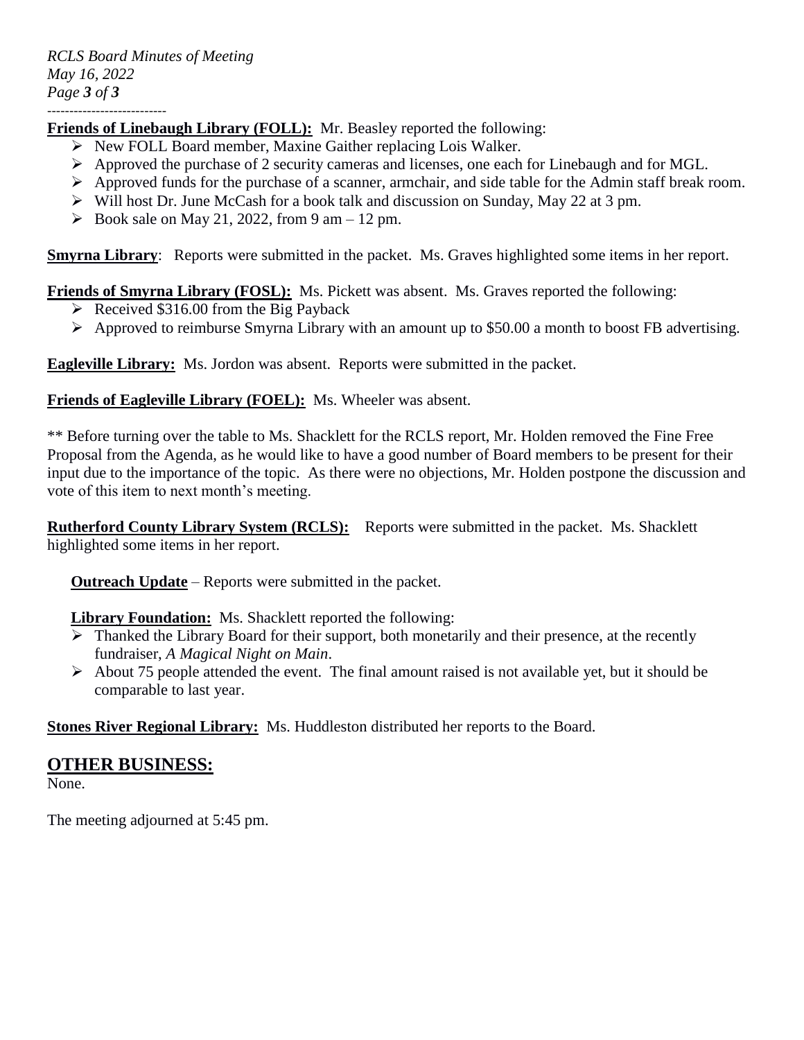**Friends of Linebaugh Library (FOLL):** Mr. Beasley reported the following:

- New FOLL Board member, Maxine Gaither replacing Lois Walker.
- Approved the purchase of 2 security cameras and licenses, one each for Linebaugh and for MGL.
- Approved funds for the purchase of a scanner, armchair, and side table for the Admin staff break room.
- Will host Dr. June McCash for a book talk and discussion on Sunday, May 22 at 3 pm.
- Book sale on May 21, 2022, from 9 am – 12 pm.

**Smyrna Library**: Reports were submitted in the packet. Ms. Graves highlighted some items in her report.

**Friends of Smyrna Library (FOSL):** Ms. Pickett was absent. Ms. Graves reported the following:

- Received $316.00 from the Big Payback
- Approved to reimburse Smyrna Library with an amount up to $50.00 a month to boost FB advertising.

**Eagleville Library:** Ms. Jordon was absent. Reports were submitted in the packet.

**Friends of Eagleville Library (FOEL):** Ms. Wheeler was absent.

** Before turning over the table to Ms. Shacklett for the RCLS report, Mr. Holden removed the Fine Free Proposal from the Agenda, as he would like to have a good number of Board members to be present for their input due to the importance of the topic. As there were no objections, Mr. Holden postpone the discussion and vote of this item to next month's meeting.

**Rutherford County Library System (RCLS):** Reports were submitted in the packet. Ms. Shacklett highlighted some items in her report.

**Outreach Update** – Reports were submitted in the packet.

**Library Foundation:** Ms. Shacklett reported the following:

- Thanked the Library Board for their support, both monetarily and their presence, at the recently fundraiser, *A Magical Night on Main*.
- About 75 people attended the event. The final amount raised is not available yet, but it should be comparable to last year.

**Stones River Regional Library:** Ms. Huddleston distributed her reports to the Board.

## OTHER BUSINESS:

None.

The meeting adjourned at 5:45 pm.